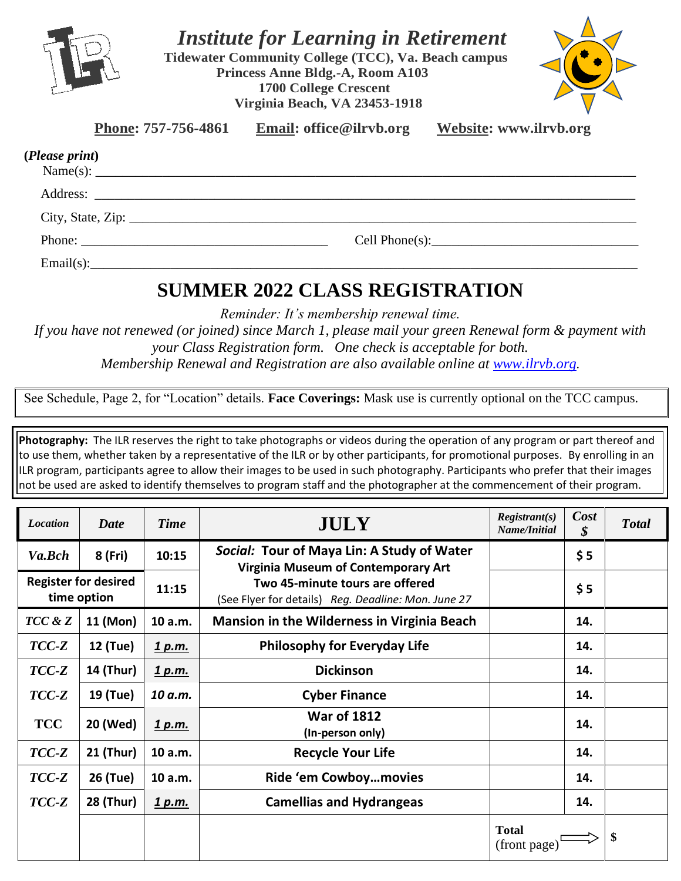# *Institute for Learning in Retirement*

**Tidewater Community College (TCC), Va. Beach campus**
**Princess Anne Bldg.-A, Room A103**
**1700 College Crescent**
**Virginia Beach, VA 23453-1918**

**Phone: 757-756-4861** **Email: office@ilrvb.org** **Website: www.ilrvb.org**

**(*Please print*)**

Name(s): ____________________________________________

Address: ____________________________________________

City, State, Zip: ____________________________________________

Phone: ______________________ Cell Phone(s): ______________________

Email(s): ____________________________________________

## SUMMER 2022 CLASS REGISTRATION

*Reminder: It's membership renewal time.*
*If you have not renewed (or joined) since March 1, please mail your green Renewal form & payment with your Class Registration form. One check is acceptable for both.*
*Membership Renewal and Registration are also available online at www.ilrvb.org.*

See Schedule, Page 2, for "Location" details. **Face Coverings:** Mask use is currently optional on the TCC campus.

**Photography:** The ILR reserves the right to take photographs or videos during the operation of any program or part thereof and to use them, whether taken by a representative of the ILR or by other participants, for promotional purposes. By enrolling in an ILR program, participants agree to allow their images to be used in such photography. Participants who prefer that their images not be used are asked to identify themselves to program staff and the photographer at the commencement of their program.

| *Location* | *Date* | *Time* | **JULY** | *Registrant(s) Name/Initial* | *Cost $* | *Total* |
|---|---|---|---|---|---|---|
| *Va.Bch* | 8 (Fri) | 10:15 | *Social:* Tour of Maya Lin: A Study of Water<br>Virginia Museum of Contemporary Art | | $ 5 | |
| Register for desired time option | | 11:15 | Two 45-minute tours are offered<br>(See Flyer for details) *Reg. Deadline: Mon. June 27* | | $ 5 | |
| *TCC & Z* | 11 (Mon) | 10 a.m. | Mansion in the Wilderness in Virginia Beach | | 14. | |
| *TCC-Z* | 12 (Tue) | *1 p.m.* | Philosophy for Everyday Life | | 14. | |
| *TCC-Z* | 14 (Thur) | *1 p.m.* | Dickinson | | 14. | |
| *TCC-Z* | 19 (Tue) | *10 a.m.* | Cyber Finance | | 14. | |
| TCC | 20 (Wed) | *1 p.m.* | War of 1812<br>(In-person only) | | 14. | |
| *TCC-Z* | 21 (Thur) | 10 a.m. | Recycle Your Life | | 14. | |
| *TCC-Z* | 26 (Tue) | 10 a.m. | Ride 'em Cowboy…movies | | 14. | |
| *TCC-Z* | 28 (Thur) | *1 p.m.* | Camellias and Hydrangeas | | 14. | |
| | | | | **Total** (front page) ⟹ | | $ |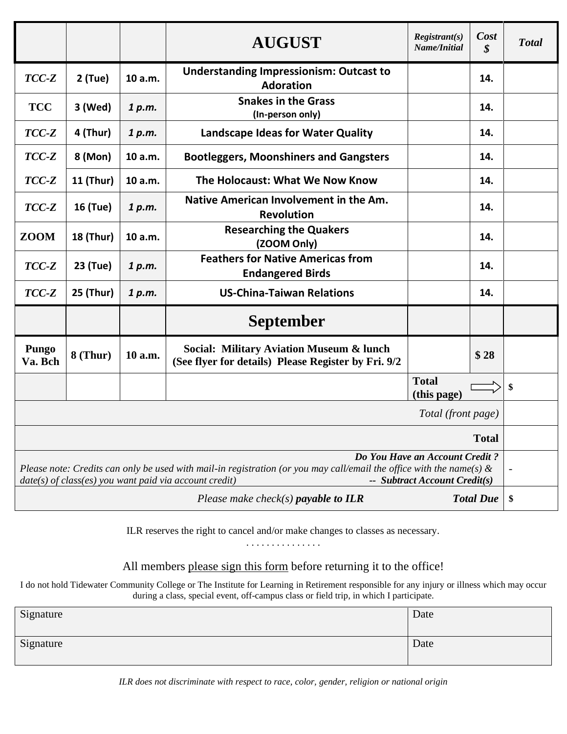| | | | AUGUST | Registrant(s) Name/Initial | Cost $ | Total |
|---|---|---|---|---|---|---|
| *TCC-Z* | **2 (Tue)** | **10 a.m.** | **Understanding Impressionism: Outcast to Adoration** | | **14.** | |
| **TCC** | **3 (Wed)** | ***1 p.m.*** | **Snakes in the Grass (In-person only)** | | **14.** | |
| *TCC-Z* | **4 (Thur)** | ***1 p.m.*** | **Landscape Ideas for Water Quality** | | **14.** | |
| *TCC-Z* | **8 (Mon)** | **10 a.m.** | **Bootleggers, Moonshiners and Gangsters** | | **14.** | |
| *TCC-Z* | **11 (Thur)** | **10 a.m.** | **The Holocaust: What We Now Know** | | **14.** | |
| *TCC-Z* | **16 (Tue)** | ***1 p.m.*** | **Native American Involvement in the Am. Revolution** | | **14.** | |
| **ZOOM** | **18 (Thur)** | **10 a.m.** | **Researching the Quakers (ZOOM Only)** | | **14.** | |
| *TCC-Z* | **23 (Tue)** | ***1 p.m.*** | **Feathers for Native Americas from Endangered Birds** | | **14.** | |
| *TCC-Z* | **25 (Thur)** | ***1 p.m.*** | **US-China-Taiwan Relations** | | **14.** | |
| | | | **September** | | | |
| **Pungo Va. Bch** | **8 (Thur)** | **10 a.m.** | **Social: Military Aviation Museum & lunch (See flyer for details) Please Register by Fri. 9/2** | | **$ 28** | |
| | | | | **Total (this page)** ⟹ | | $ |
| | | | | | *Total (front page)* | |
| | | | | | **Total** | |
| | | | | | ***Do You Have an Account Credit ?*** *Please note: Credits can only be used with mail-in registration (or you may call/email the office with the name(s) & date(s) of class(es) you want paid via account credit)* ***-- Subtract Account Credit(s)*** | - |
| | | | *Please make check(s)* ***payable to ILR*** | | ***Total Due*** | $ |

ILR reserves the right to cancel and/or make changes to classes as necessary.

. . . . . . . . . . . . . . .

All members please sign this form before returning it to the office!

I do not hold Tidewater Community College or The Institute for Learning in Retirement responsible for any injury or illness which may occur during a class, special event, off-campus class or field trip, in which I participate.

| | |
|---|---|
| Signature | Date |
| Signature | Date |

*ILR does not discriminate with respect to race, color, gender, religion or national origin*